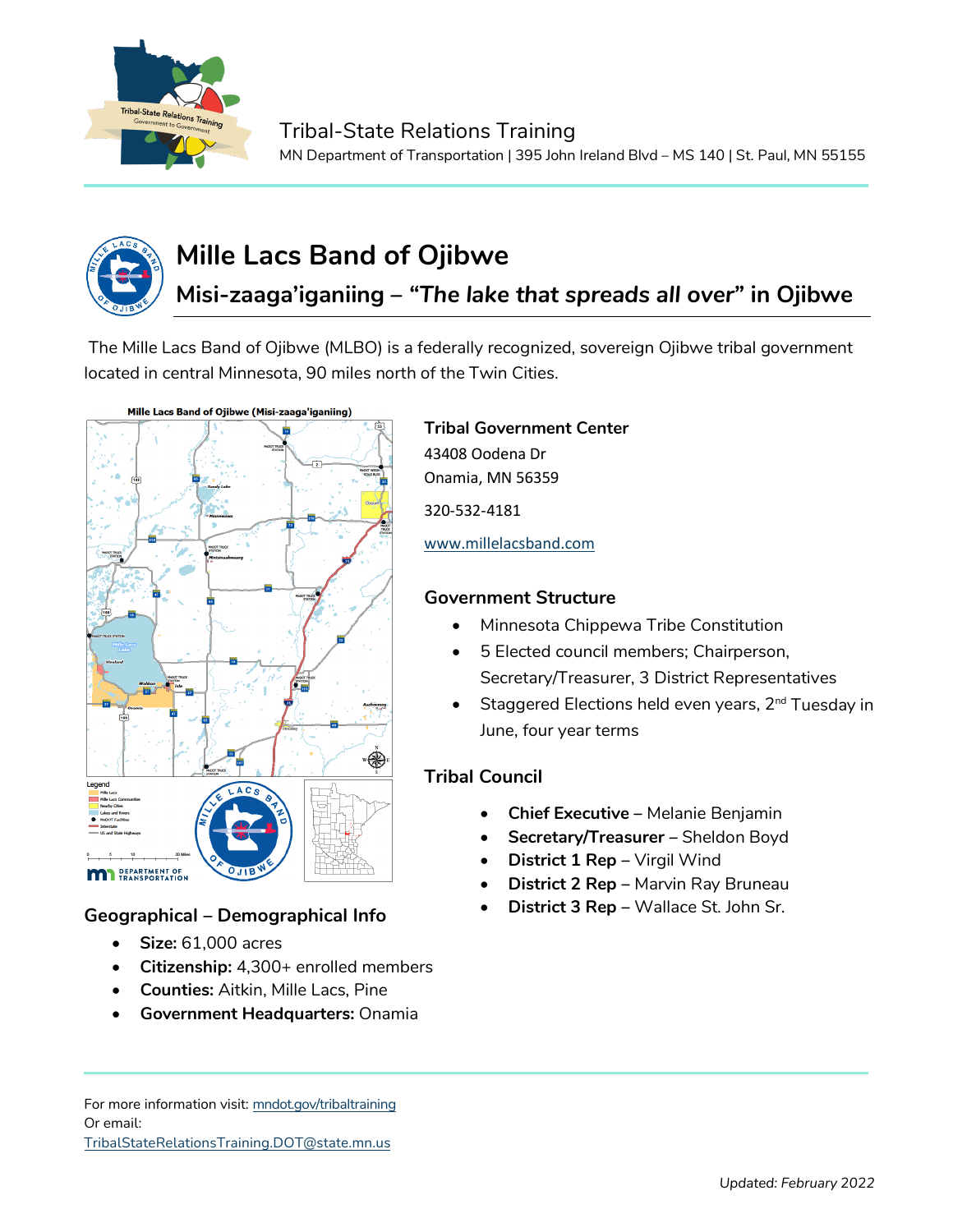Tribal-State Relations Training
MN Department of Transportation | 395 John Ireland Blvd – MS 140 | St. Paul, MN 55155

# Mille Lacs Band of Ojibwe

## Misi-zaaga'iganiing – "*The lake that spreads all over*" in Ojibwe

The Mille Lacs Band of Ojibwe (MLBO) is a federally recognized, sovereign Ojibwe tribal government located in central Minnesota, 90 miles north of the Twin Cities.

### Tribal Government Center

43408 Oodena Dr
Onamia, MN 56359

320-532-4181

www.millelacsband.com

### Government Structure

- Minnesota Chippewa Tribe Constitution
- 5 Elected council members; Chairperson, Secretary/Treasurer, 3 District Representatives
- Staggered Elections held even years, 2nd Tuesday in June, four year terms

### Tribal Council

- **Chief Executive** – Melanie Benjamin
- **Secretary/Treasurer** – Sheldon Boyd
- **District 1 Rep** – Virgil Wind
- **District 2 Rep** – Marvin Ray Bruneau
- **District 3 Rep** – Wallace St. John Sr.

### Geographical – Demographical Info

- **Size:** 61,000 acres
- **Citizenship:** 4,300+ enrolled members
- **Counties:** Aitkin, Mille Lacs, Pine
- **Government Headquarters:** Onamia

For more information visit: mndot.gov/tribaltraining
Or email:
TribalStateRelationsTraining.DOT@state.mn.us

Updated: *February 2022*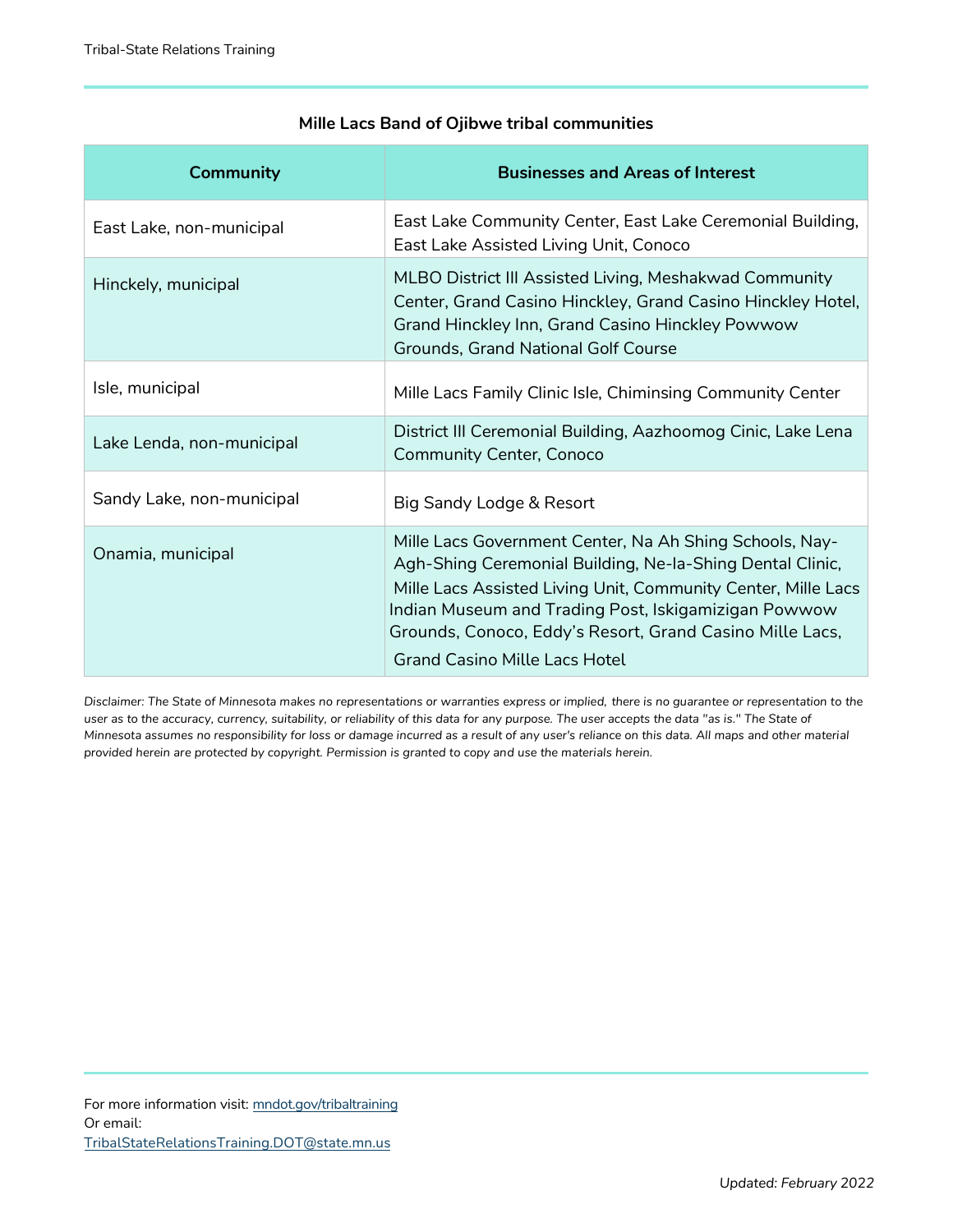**Mille Lacs Band of Ojibwe tribal communities**

| Community | Businesses and Areas of Interest |
| --- | --- |
| East Lake, non-municipal | East Lake Community Center, East Lake Ceremonial Building, East Lake Assisted Living Unit, Conoco |
| Hinckely, municipal | MLBO District III Assisted Living, Meshakwad Community Center, Grand Casino Hinckley, Grand Casino Hinckley Hotel, Grand Hinckley Inn, Grand Casino Hinckley Powwow Grounds, Grand National Golf Course |
| Isle, municipal | Mille Lacs Family Clinic Isle, Chiminsing Community Center |
| Lake Lenda, non-municipal | District III Ceremonial Building, Aazhoomog Cinic, Lake Lena Community Center, Conoco |
| Sandy Lake, non-municipal | Big Sandy Lodge & Resort |
| Onamia, municipal | Mille Lacs Government Center, Na Ah Shing Schools, Nay-Agh-Shing Ceremonial Building, Ne-la-Shing Dental Clinic, Mille Lacs Assisted Living Unit, Community Center, Mille Lacs Indian Museum and Trading Post, Iskigamizigan Powwow Grounds, Conoco, Eddy's Resort, Grand Casino Mille Lacs, Grand Casino Mille Lacs Hotel |

*Disclaimer: The State of Minnesota makes no representations or warranties express or implied, there is no guarantee or representation to the user as to the accuracy, currency, suitability, or reliability of this data for any purpose. The user accepts the data "as is." The State of Minnesota assumes no responsibility for loss or damage incurred as a result of any user's reliance on this data. All maps and other material provided herein are protected by copyright. Permission is granted to copy and use the materials herein.*

For more information visit: mndot.gov/tribaltraining
Or email:
TribalStateRelationsTraining.DOT@state.mn.us

Updated: *February 2022*